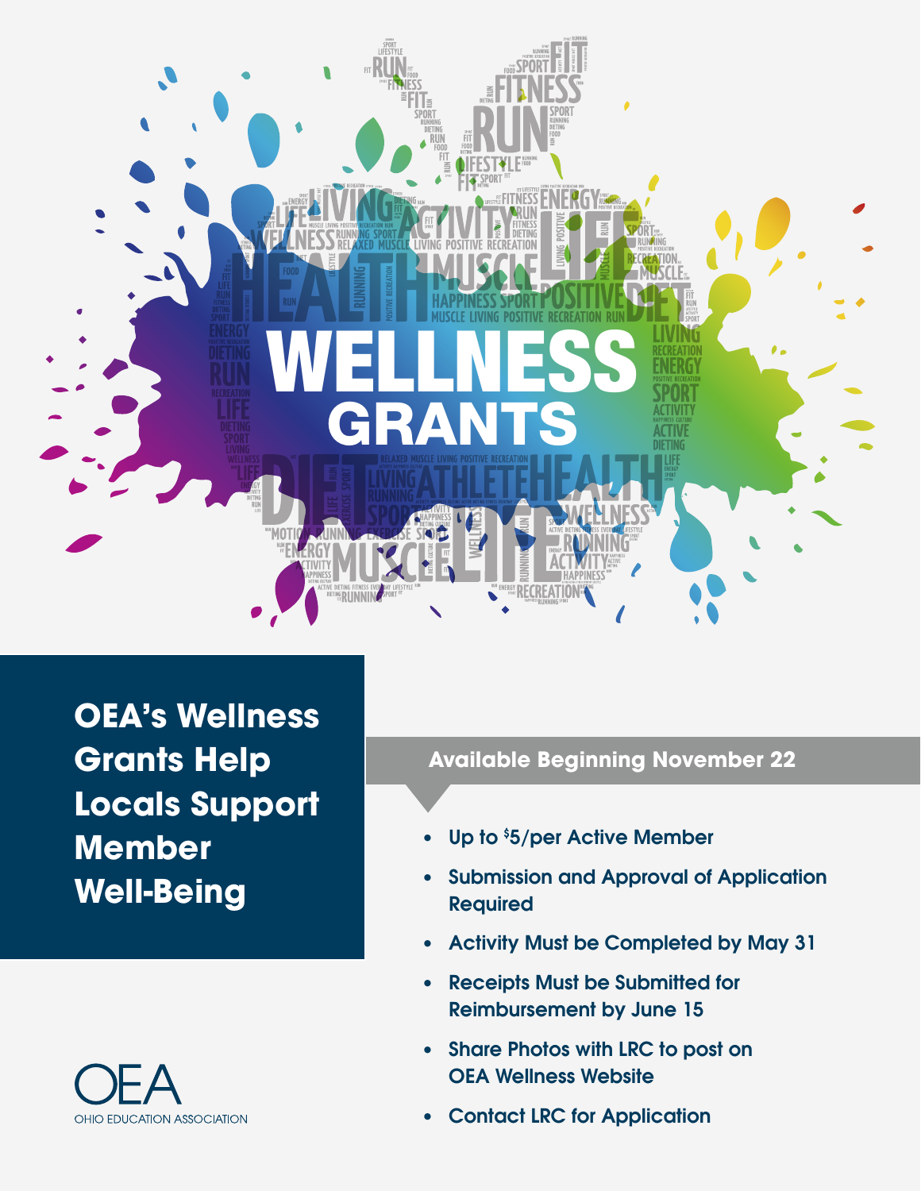# WELLNESS GRANTS

## OEA's Wellness Grants Help Locals Support Member Well-Being

**Available Beginning November 22**

- Up to $5/per Active Member
- Submission and Approval of Application Required
- Activity Must be Completed by May 31
- Receipts Must be Submitted for Reimbursement by June 15
- Share Photos with LRC to post on OEA Wellness Website
- Contact LRC for Application

OEA
OHIO EDUCATION ASSOCIATION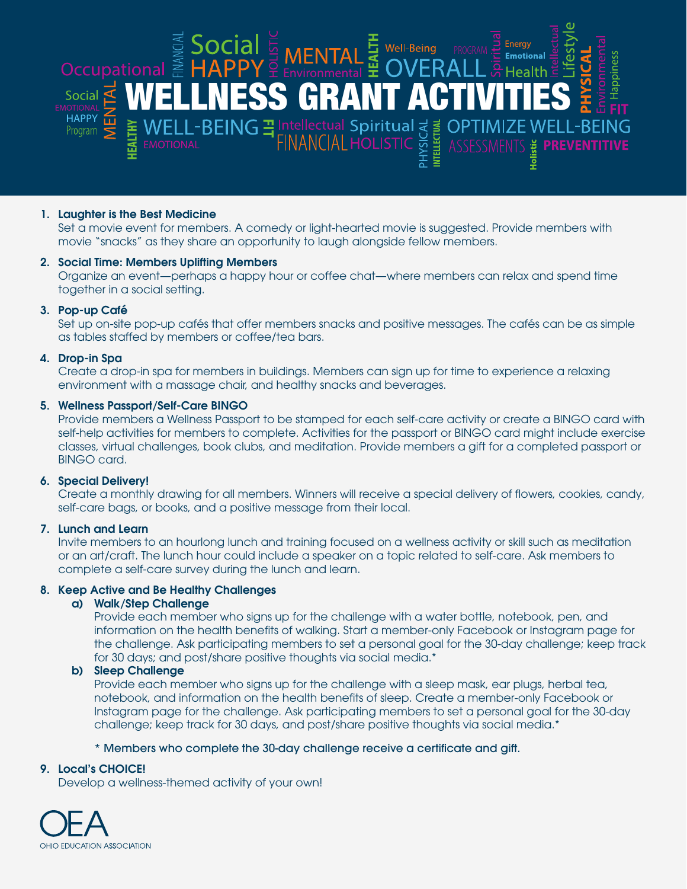# WELLNESS GRANT ACTIVITIES

1. **Laughter is the Best Medicine**
   Set a movie event for members. A comedy or light-hearted movie is suggested. Provide members with movie "snacks" as they share an opportunity to laugh alongside fellow members.

2. **Social Time: Members Uplifting Members**
   Organize an event—perhaps a happy hour or coffee chat—where members can relax and spend time together in a social setting.

3. **Pop-up Café**
   Set up on-site pop-up cafés that offer members snacks and positive messages. The cafés can be as simple as tables staffed by members or coffee/tea bars.

4. **Drop-in Spa**
   Create a drop-in spa for members in buildings. Members can sign up for time to experience a relaxing environment with a massage chair, and healthy snacks and beverages.

5. **Wellness Passport/Self-Care BINGO**
   Provide members a Wellness Passport to be stamped for each self-care activity or create a BINGO card with self-help activities for members to complete. Activities for the passport or BINGO card might include exercise classes, virtual challenges, book clubs, and meditation. Provide members a gift for a completed passport or BINGO card.

6. **Special Delivery!**
   Create a monthly drawing for all members. Winners will receive a special delivery of flowers, cookies, candy, self-care bags, or books, and a positive message from their local.

7. **Lunch and Learn**
   Invite members to an hourlong lunch and training focused on a wellness activity or skill such as meditation or an art/craft. The lunch hour could include a speaker on a topic related to self-care. Ask members to complete a self-care survey during the lunch and learn.

8. **Keep Active and Be Healthy Challenges**
   a) **Walk/Step Challenge**
   Provide each member who signs up for the challenge with a water bottle, notebook, pen, and information on the health benefits of walking. Start a member-only Facebook or Instagram page for the challenge. Ask participating members to set a personal goal for the 30-day challenge; keep track for 30 days; and post/share positive thoughts via social media.*

   b) **Sleep Challenge**
   Provide each member who signs up for the challenge with a sleep mask, ear plugs, herbal tea, notebook, and information on the health benefits of sleep. Create a member-only Facebook or Instagram page for the challenge. Ask participating members to set a personal goal for the 30-day challenge; keep track for 30 days, and post/share positive thoughts via social media.*

   \* Members who complete the 30-day challenge receive a certificate and gift.

9. **Local's CHOICE!**
   Develop a wellness-themed activity of your own!

OEA
OHIO EDUCATION ASSOCIATION